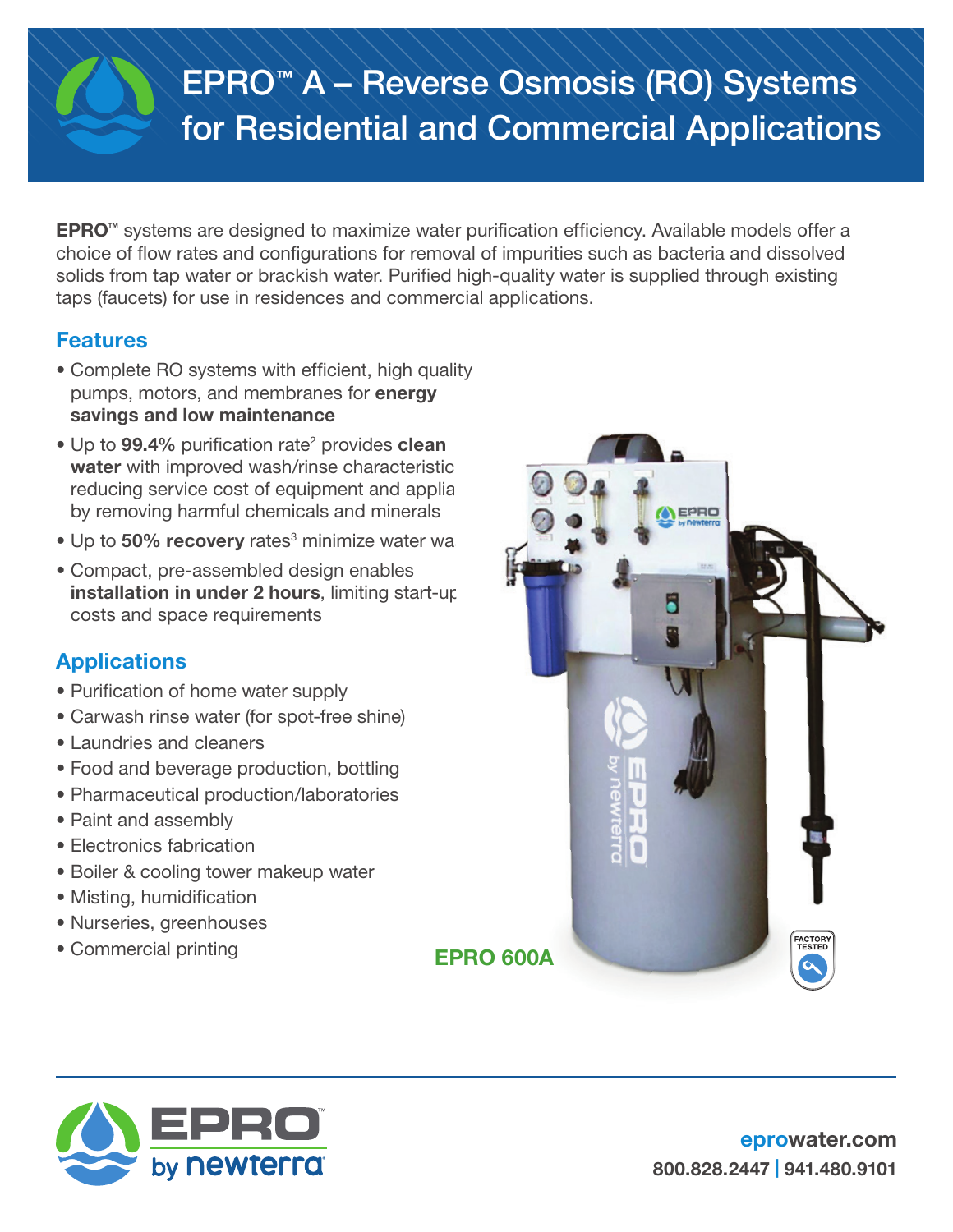# EPRO™ A – Reverse Osmosis (RO) Systems for Residential and Commercial Applications

**EPRO™** systems are designed to maximize water purification efficiency. Available models offer a choice of flow rates and configurations for removal of impurities such as bacteria and dissolved solids from tap water or brackish water. Purified high-quality water is supplied through existing taps (faucets) for use in residences and commercial applications.

## Features

- Complete RO systems with efficient, high quality pumps, motors, and membranes for **energy savings and low maintenance**
- Up to **99.4%** purification rate[2] provides **clean water** with improved wash/rinse characteristic reducing service cost of equipment and applia by removing harmful chemicals and minerals
- Up to **50% recovery** rates[3] minimize water wa
- Compact, pre-assembled design enables **installation in under 2 hours**, limiting start-up costs and space requirements

## Applications

- Purification of home water supply
- Carwash rinse water (for spot-free shine)
- Laundries and cleaners
- Food and beverage production, bottling
- Pharmaceutical production/laboratories
- Paint and assembly
- Electronics fabrication
- Boiler & cooling tower makeup water
- Misting, humidification
- Nurseries, greenhouses
- Commercial printing

**EPRO 600A**

FACTORY TESTED

EPRO™ by newterra

eprowater.com
800.828.2447 | 941.480.9101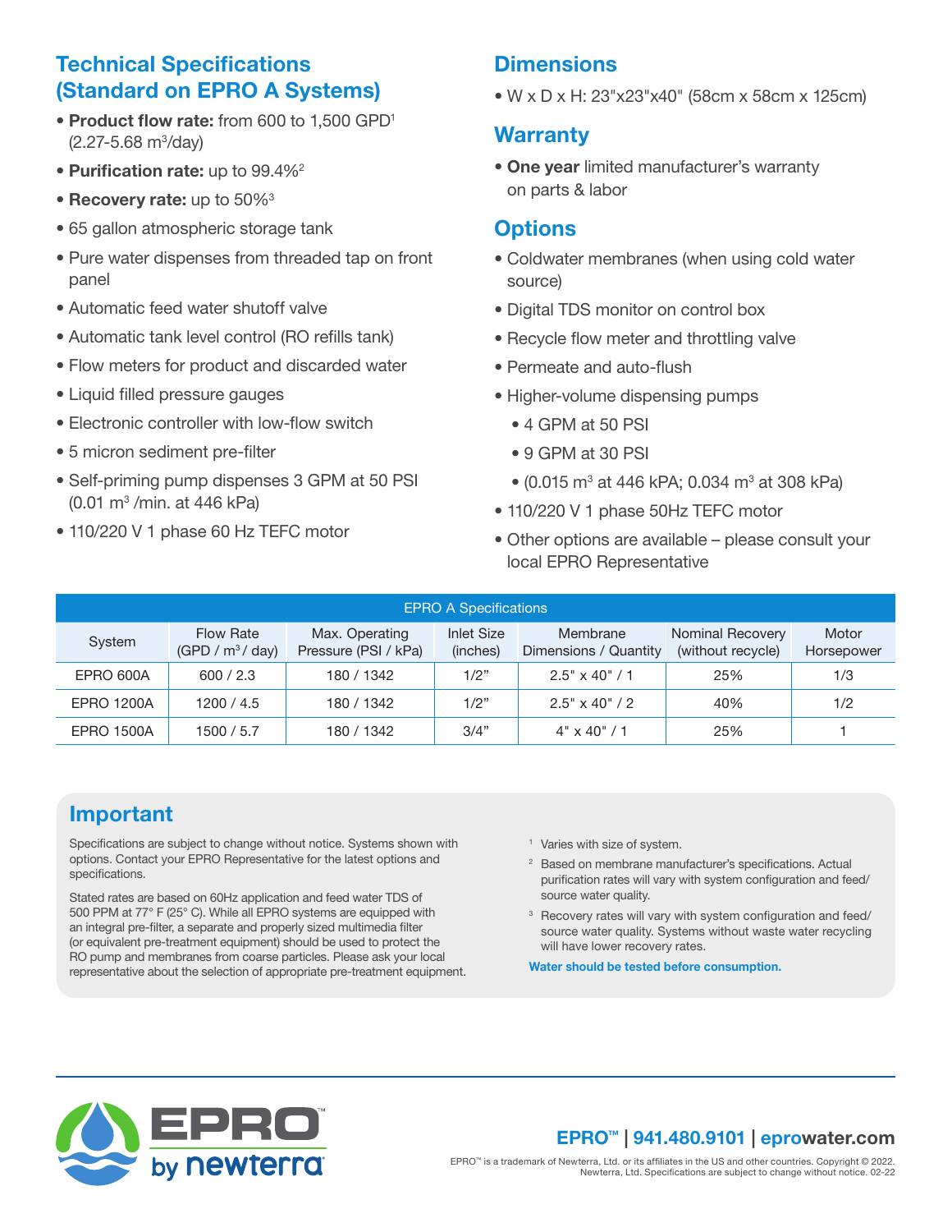## Technical Specifications (Standard on EPRO A Systems)

- **Product flow rate:** from 600 to 1,500 GPD[1] (2.27-5.68 $m^3$/day)
- **Purification rate:** up to 99.4%[2]
- **Recovery rate:** up to 50%[3]
- 65 gallon atmospheric storage tank
- Pure water dispenses from threaded tap on front panel
- Automatic feed water shutoff valve
- Automatic tank level control (RO refills tank)
- Flow meters for product and discarded water
- Liquid filled pressure gauges
- Electronic controller with low-flow switch
- 5 micron sediment pre-filter
- Self-priming pump dispenses 3 GPM at 50 PSI (0.01 $m^3$ /min. at 446 kPa)
- 110/220 V 1 phase 60 Hz TEFC motor

## Dimensions

- W x D x H: 23"x23"x40" (58cm x 58cm x 125cm)

## Warranty

- **One year** limited manufacturer's warranty on parts & labor

## Options

- Coldwater membranes (when using cold water source)
- Digital TDS monitor on control box
- Recycle flow meter and throttling valve
- Permeate and auto-flush
- Higher-volume dispensing pumps
  - 4 GPM at 50 PSI
  - 9 GPM at 30 PSI
  - (0.015 $m^3$ at 446 kPA; 0.034 $m^3$ at 308 kPa)
- 110/220 V 1 phase 50Hz TEFC motor
- Other options are available – please consult your local EPRO Representative

**EPRO A Specifications**

| System | Flow Rate (GPD / $m^3$ / day) | Max. Operating Pressure (PSI / kPa) | Inlet Size (inches) | Membrane Dimensions / Quantity | Nominal Recovery (without recycle) | Motor Horsepower |
|---|---|---|---|---|---|---|
| EPRO 600A | 600 / 2.3 | 180 / 1342 | 1/2" | 2.5" x 40" / 1 | 25% | 1/3 |
| EPRO 1200A | 1200 / 4.5 | 180 / 1342 | 1/2" | 2.5" x 40" / 2 | 40% | 1/2 |
| EPRO 1500A | 1500 / 5.7 | 180 / 1342 | 3/4" | 4" x 40" / 1 | 25% | 1 |

## Important

Specifications are subject to change without notice. Systems shown with options. Contact your EPRO Representative for the latest options and specifications.

Stated rates are based on 60Hz application and feed water TDS of 500 PPM at 77° F (25° C). While all EPRO systems are equipped with an integral pre-filter, a separate and properly sized multimedia filter (or equivalent pre-treatment equipment) should be used to protect the RO pump and membranes from coarse particles. Please ask your local representative about the selection of appropriate pre-treatment equipment.

[1] Varies with size of system.

[2] Based on membrane manufacturer's specifications. Actual purification rates will vary with system configuration and feed/source water quality.

[3] Recovery rates will vary with system configuration and feed/source water quality. Systems without waste water recycling will have lower recovery rates.

**Water should be tested before consumption.**

EPRO by newterra

**EPRO™ | 941.480.9101 | eprowater.com**

EPRO™ is a trademark of Newterra, Ltd. or its affiliates in the US and other countries. Copyright © 2022. Newterra, Ltd. Specifications are subject to change without notice. 02-22